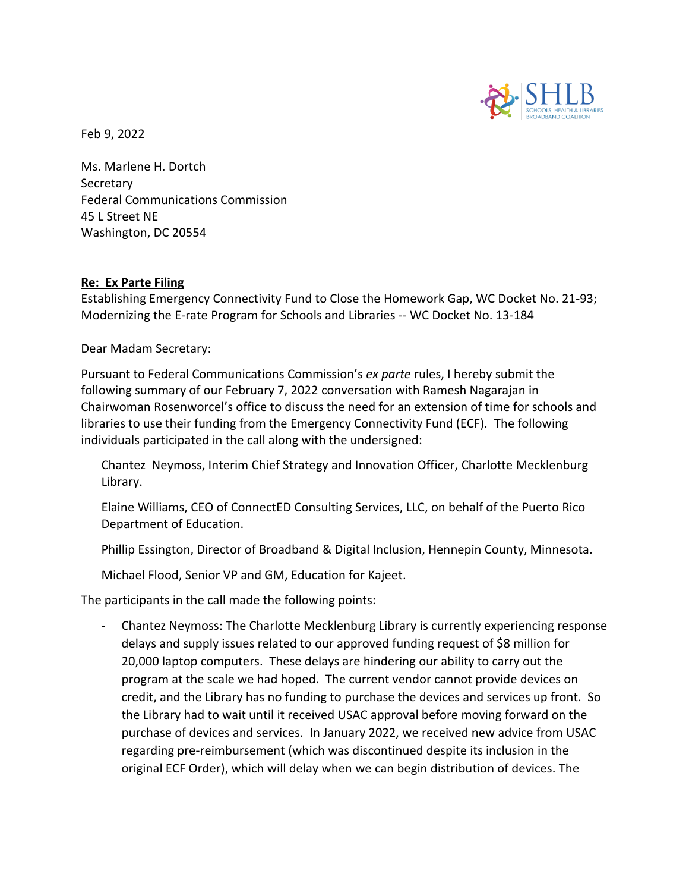SHLB SCHOOLS, HEALTH & LIBRARIES BROADBAND COALITION

Feb 9, 2022

Ms. Marlene H. Dortch
Secretary
Federal Communications Commission
45 L Street NE
Washington, DC 20554

**Re: Ex Parte Filing**
Establishing Emergency Connectivity Fund to Close the Homework Gap, WC Docket No. 21-93; Modernizing the E-rate Program for Schools and Libraries -- WC Docket No. 13-184

Dear Madam Secretary:

Pursuant to Federal Communications Commission's *ex parte* rules, I hereby submit the following summary of our February 7, 2022 conversation with Ramesh Nagarajan in Chairwoman Rosenworcel's office to discuss the need for an extension of time for schools and libraries to use their funding from the Emergency Connectivity Fund (ECF). The following individuals participated in the call along with the undersigned:

Chantez Neymoss, Interim Chief Strategy and Innovation Officer, Charlotte Mecklenburg Library.

Elaine Williams, CEO of ConnectED Consulting Services, LLC, on behalf of the Puerto Rico Department of Education.

Phillip Essington, Director of Broadband & Digital Inclusion, Hennepin County, Minnesota.

Michael Flood, Senior VP and GM, Education for Kajeet.

The participants in the call made the following points:

- Chantez Neymoss: The Charlotte Mecklenburg Library is currently experiencing response delays and supply issues related to our approved funding request of $8 million for 20,000 laptop computers. These delays are hindering our ability to carry out the program at the scale we had hoped. The current vendor cannot provide devices on credit, and the Library has no funding to purchase the devices and services up front. So the Library had to wait until it received USAC approval before moving forward on the purchase of devices and services. In January 2022, we received new advice from USAC regarding pre-reimbursement (which was discontinued despite its inclusion in the original ECF Order), which will delay when we can begin distribution of devices. The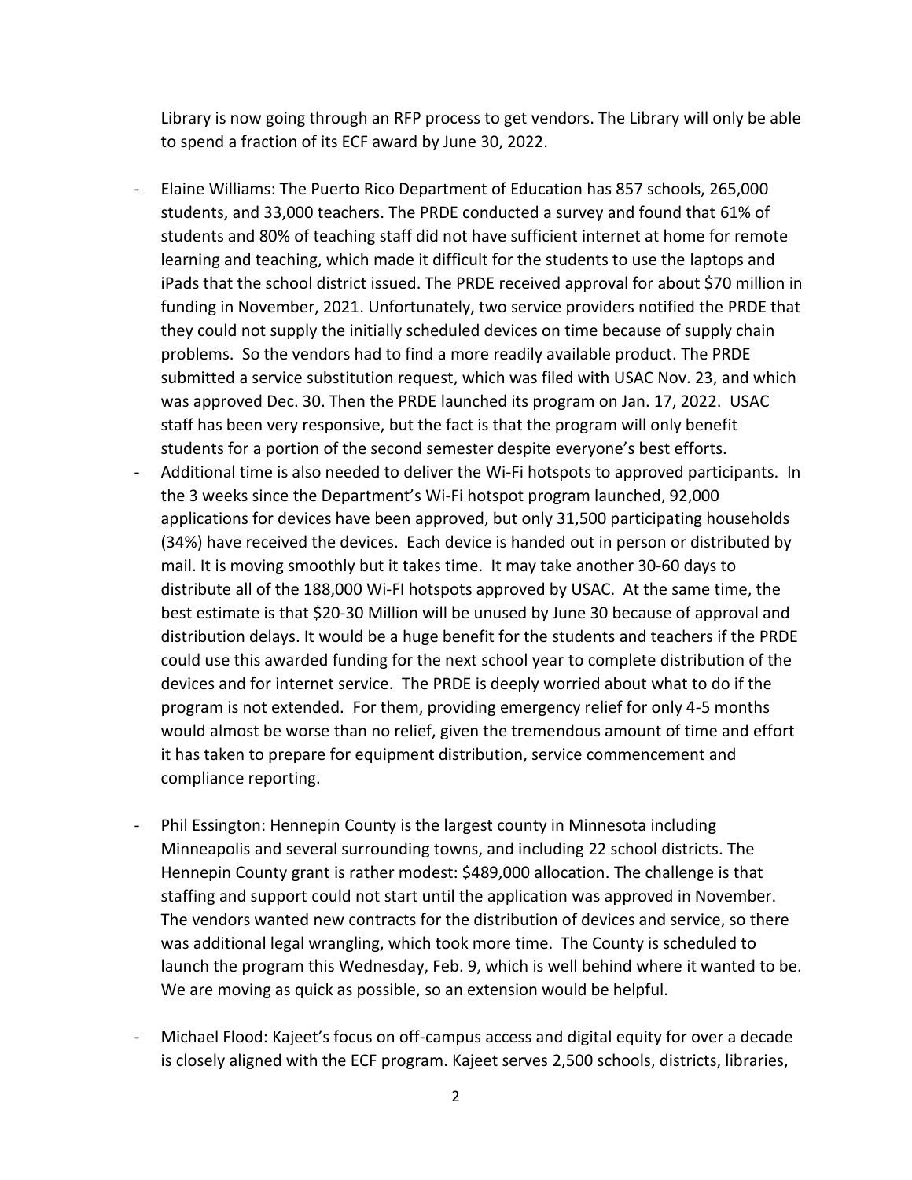Library is now going through an RFP process to get vendors. The Library will only be able to spend a fraction of its ECF award by June 30, 2022.

- Elaine Williams: The Puerto Rico Department of Education has 857 schools, 265,000 students, and 33,000 teachers. The PRDE conducted a survey and found that 61% of students and 80% of teaching staff did not have sufficient internet at home for remote learning and teaching, which made it difficult for the students to use the laptops and iPads that the school district issued. The PRDE received approval for about $70 million in funding in November, 2021. Unfortunately, two service providers notified the PRDE that they could not supply the initially scheduled devices on time because of supply chain problems. So the vendors had to find a more readily available product. The PRDE submitted a service substitution request, which was filed with USAC Nov. 23, and which was approved Dec. 30. Then the PRDE launched its program on Jan. 17, 2022. USAC staff has been very responsive, but the fact is that the program will only benefit students for a portion of the second semester despite everyone's best efforts.
- Additional time is also needed to deliver the Wi-Fi hotspots to approved participants. In the 3 weeks since the Department's Wi-Fi hotspot program launched, 92,000 applications for devices have been approved, but only 31,500 participating households (34%) have received the devices. Each device is handed out in person or distributed by mail. It is moving smoothly but it takes time. It may take another 30-60 days to distribute all of the 188,000 Wi-FI hotspots approved by USAC. At the same time, the best estimate is that $20-30 Million will be unused by June 30 because of approval and distribution delays. It would be a huge benefit for the students and teachers if the PRDE could use this awarded funding for the next school year to complete distribution of the devices and for internet service. The PRDE is deeply worried about what to do if the program is not extended. For them, providing emergency relief for only 4-5 months would almost be worse than no relief, given the tremendous amount of time and effort it has taken to prepare for equipment distribution, service commencement and compliance reporting.

- Phil Essington: Hennepin County is the largest county in Minnesota including Minneapolis and several surrounding towns, and including 22 school districts. The Hennepin County grant is rather modest: $489,000 allocation. The challenge is that staffing and support could not start until the application was approved in November. The vendors wanted new contracts for the distribution of devices and service, so there was additional legal wrangling, which took more time. The County is scheduled to launch the program this Wednesday, Feb. 9, which is well behind where it wanted to be. We are moving as quick as possible, so an extension would be helpful.

- Michael Flood: Kajeet's focus on off-campus access and digital equity for over a decade is closely aligned with the ECF program. Kajeet serves 2,500 schools, districts, libraries,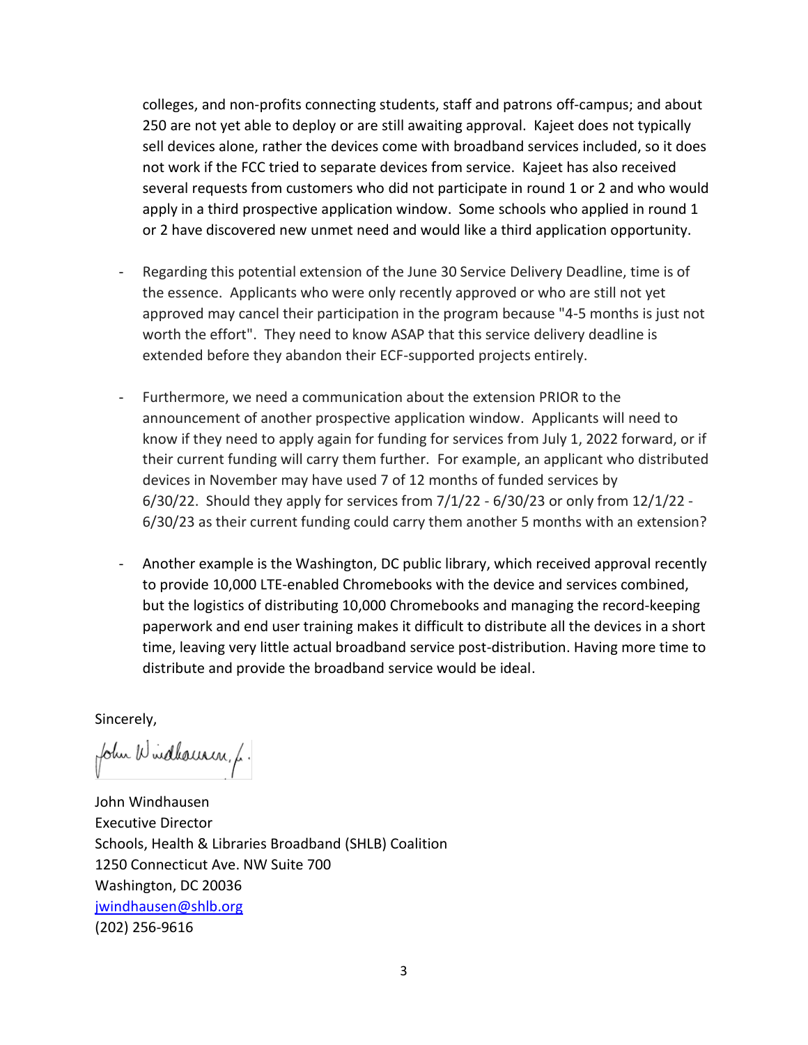colleges, and non-profits connecting students, staff and patrons off-campus; and about 250 are not yet able to deploy or are still awaiting approval. Kajeet does not typically sell devices alone, rather the devices come with broadband services included, so it does not work if the FCC tried to separate devices from service. Kajeet has also received several requests from customers who did not participate in round 1 or 2 and who would apply in a third prospective application window. Some schools who applied in round 1 or 2 have discovered new unmet need and would like a third application opportunity.

- Regarding this potential extension of the June 30 Service Delivery Deadline, time is of the essence. Applicants who were only recently approved or who are still not yet approved may cancel their participation in the program because "4-5 months is just not worth the effort". They need to know ASAP that this service delivery deadline is extended before they abandon their ECF-supported projects entirely.

- Furthermore, we need a communication about the extension PRIOR to the announcement of another prospective application window. Applicants will need to know if they need to apply again for funding for services from July 1, 2022 forward, or if their current funding will carry them further. For example, an applicant who distributed devices in November may have used 7 of 12 months of funded services by 6/30/22. Should they apply for services from 7/1/22 - 6/30/23 or only from 12/1/22 - 6/30/23 as their current funding could carry them another 5 months with an extension?

- Another example is the Washington, DC public library, which received approval recently to provide 10,000 LTE-enabled Chromebooks with the device and services combined, but the logistics of distributing 10,000 Chromebooks and managing the record-keeping paperwork and end user training makes it difficult to distribute all the devices in a short time, leaving very little actual broadband service post-distribution. Having more time to distribute and provide the broadband service would be ideal.

Sincerely,

John Windhausen, Jr.

John Windhausen
Executive Director
Schools, Health & Libraries Broadband (SHLB) Coalition
1250 Connecticut Ave. NW Suite 700
Washington, DC 20036
jwindhausen@shlb.org
(202) 256-9616